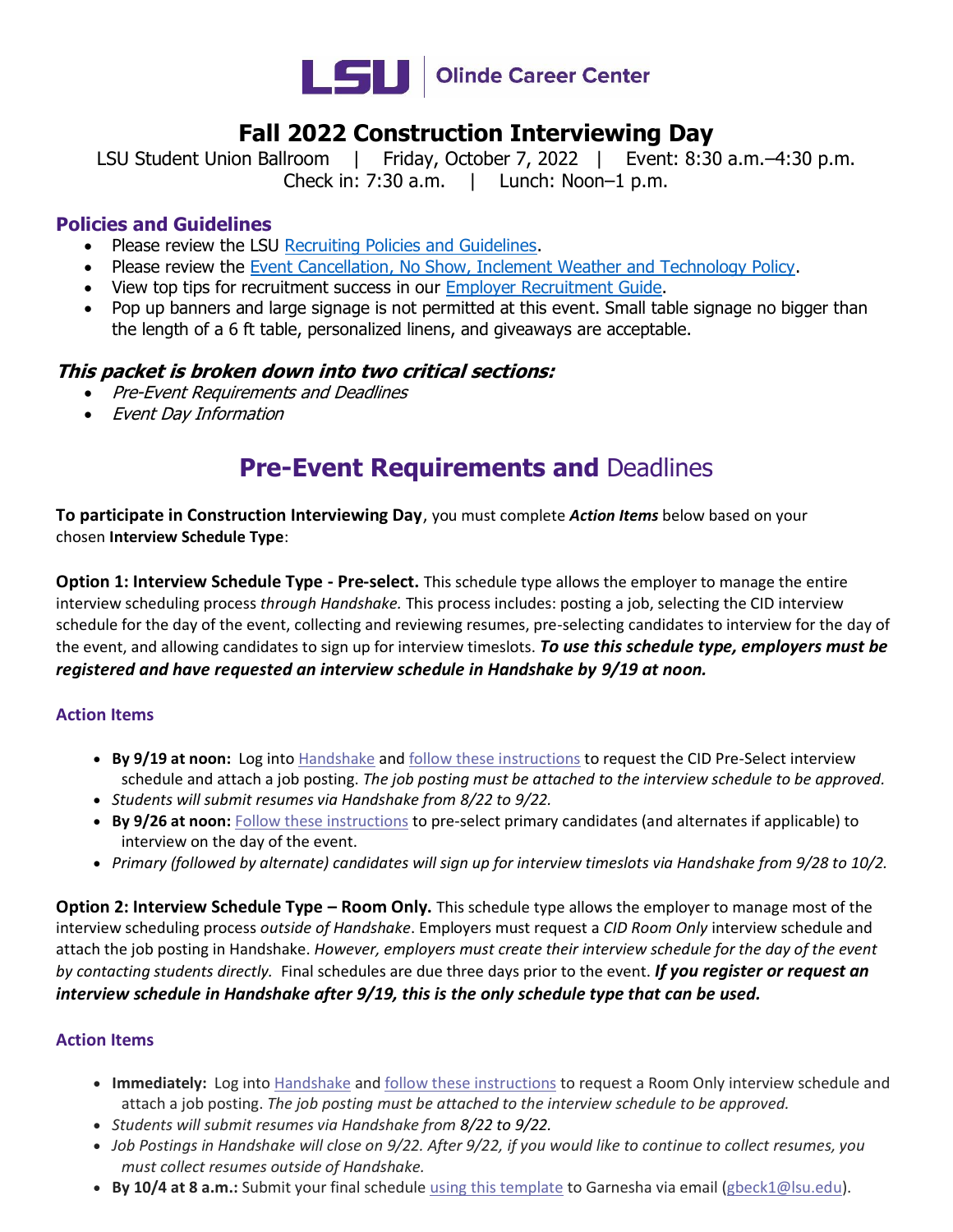LSU | Olinde Career Center

# Fall 2022 Construction Interviewing Day

LSU Student Union Ballroom | Friday, October 7, 2022 | Event: 8:30 a.m.–4:30 p.m.
Check in: 7:30 a.m. | Lunch: Noon–1 p.m.

## Policies and Guidelines

- Please review the LSU [Recruiting Policies and Guidelines](#).
- Please review the [Event Cancellation, No Show, Inclement Weather and Technology Policy](#).
- View top tips for recruitment success in our [Employer Recruitment Guide](#).
- Pop up banners and large signage is not permitted at this event. Small table signage no bigger than the length of a 6 ft table, personalized linens, and giveaways are acceptable.

### *This packet is broken down into two critical sections:*

- *Pre-Event Requirements and Deadlines*
- *Event Day Information*

## Pre-Event Requirements and Deadlines

**To participate in Construction Interviewing Day**, you must complete ***Action Items*** below based on your chosen **Interview Schedule Type**:

**Option 1: Interview Schedule Type - Pre-select.** This schedule type allows the employer to manage the entire interview scheduling process *through Handshake.* This process includes: posting a job, selecting the CID interview schedule for the day of the event, collecting and reviewing resumes, pre-selecting candidates to interview for the day of the event, and allowing candidates to sign up for interview timeslots. ***To use this schedule type, employers must be registered and have requested an interview schedule in Handshake by 9/19 at noon.***

### Action Items

- **By 9/19 at noon:** Log into [Handshake](#) and [follow these instructions](#) to request the CID Pre-Select interview schedule and attach a job posting. *The job posting must be attached to the interview schedule to be approved.*
- *Students will submit resumes via Handshake from 8/22 to 9/22.*
- **By 9/26 at noon:** [Follow these instructions](#) to pre-select primary candidates (and alternates if applicable) to interview on the day of the event.
- *Primary (followed by alternate) candidates will sign up for interview timeslots via Handshake from 9/28 to 10/2.*

**Option 2: Interview Schedule Type – Room Only.** This schedule type allows the employer to manage most of the interview scheduling process *outside of Handshake*. Employers must request a *CID Room Only* interview schedule and attach the job posting in Handshake. *However, employers must create their interview schedule for the day of the event by contacting students directly.* Final schedules are due three days prior to the event. ***If you register or request an interview schedule in Handshake after 9/19, this is the only schedule type that can be used.***

### Action Items

- **Immediately:** Log into [Handshake](#) and [follow these instructions](#) to request a Room Only interview schedule and attach a job posting. *The job posting must be attached to the interview schedule to be approved.*
- *Students will submit resumes via Handshake from 8/22 to 9/22.*
- *Job Postings in Handshake will close on 9/22. After 9/22, if you would like to continue to collect resumes, you must collect resumes outside of Handshake.*
- **By 10/4 at 8 a.m.:** Submit your final schedule [using this template](#) to Garnesha via email ([gbeck1@lsu.edu](mailto:gbeck1@lsu.edu)).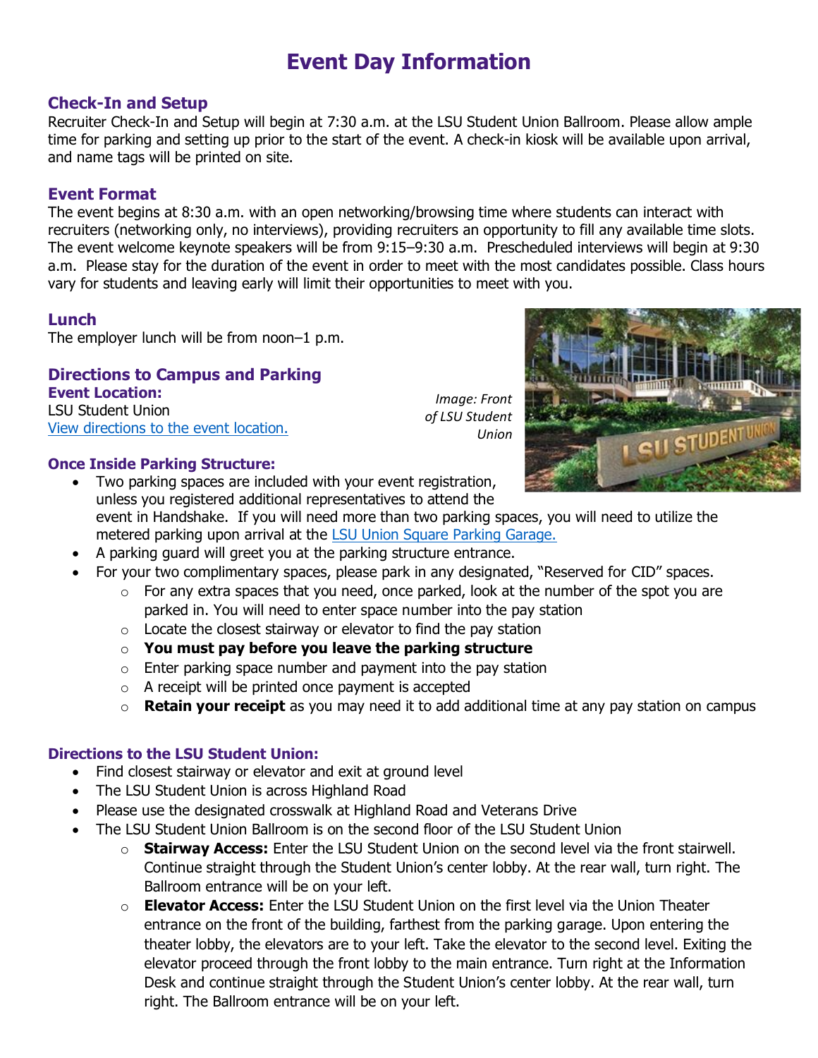# Event Day Information

## Check-In and Setup

Recruiter Check-In and Setup will begin at 7:30 a.m. at the LSU Student Union Ballroom. Please allow ample time for parking and setting up prior to the start of the event. A check-in kiosk will be available upon arrival, and name tags will be printed on site.

## Event Format

The event begins at 8:30 a.m. with an open networking/browsing time where students can interact with recruiters (networking only, no interviews), providing recruiters an opportunity to fill any available time slots. The event welcome keynote speakers will be from 9:15–9:30 a.m. Prescheduled interviews will begin at 9:30 a.m. Please stay for the duration of the event in order to meet with the most candidates possible. Class hours vary for students and leaving early will limit their opportunities to meet with you.

## Lunch

The employer lunch will be from noon–1 p.m.

## Directions to Campus and Parking

### Event Location:

LSU Student Union
[View directions to the event location.]()

*Image: Front of LSU Student Union*

### Once Inside Parking Structure:

- Two parking spaces are included with your event registration, unless you registered additional representatives to attend the event in Handshake. If you will need more than two parking spaces, you will need to utilize the metered parking upon arrival at the [LSU Union Square Parking Garage.]()
- A parking guard will greet you at the parking structure entrance.
- For your two complimentary spaces, please park in any designated, "Reserved for CID" spaces.
  - For any extra spaces that you need, once parked, look at the number of the spot you are parked in. You will need to enter space number into the pay station
  - Locate the closest stairway or elevator to find the pay station
  - **You must pay before you leave the parking structure**
  - Enter parking space number and payment into the pay station
  - A receipt will be printed once payment is accepted
  - **Retain your receipt** as you may need it to add additional time at any pay station on campus

### Directions to the LSU Student Union:

- Find closest stairway or elevator and exit at ground level
- The LSU Student Union is across Highland Road
- Please use the designated crosswalk at Highland Road and Veterans Drive
- The LSU Student Union Ballroom is on the second floor of the LSU Student Union
  - **Stairway Access:** Enter the LSU Student Union on the second level via the front stairwell. Continue straight through the Student Union's center lobby. At the rear wall, turn right. The Ballroom entrance will be on your left.
  - **Elevator Access:** Enter the LSU Student Union on the first level via the Union Theater entrance on the front of the building, farthest from the parking garage. Upon entering the theater lobby, the elevators are to your left. Take the elevator to the second level. Exiting the elevator proceed through the front lobby to the main entrance. Turn right at the Information Desk and continue straight through the Student Union's center lobby. At the rear wall, turn right. The Ballroom entrance will be on your left.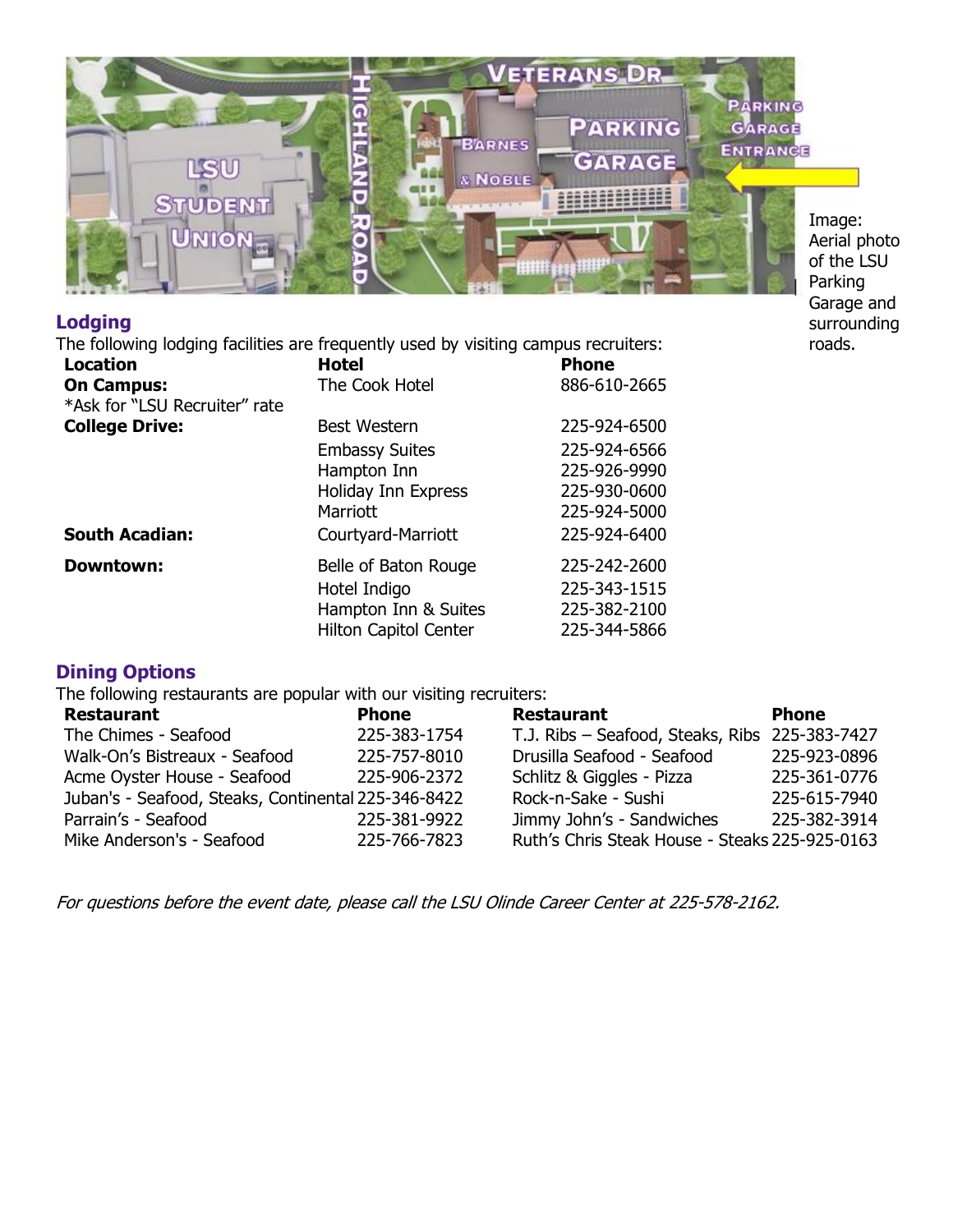Image: Aerial photo of the LSU Parking Garage and surrounding roads.

## Lodging

The following lodging facilities are frequently used by visiting campus recruiters:

| Location | Hotel | Phone |
|---|---|---|
| **On Campus:** *Ask for "LSU Recruiter" rate | The Cook Hotel | 886-610-2665 |
| **College Drive:** | Best Western | 225-924-6500 |
| | Embassy Suites | 225-924-6566 |
| | Hampton Inn | 225-926-9990 |
| | Holiday Inn Express | 225-930-0600 |
| | Marriott | 225-924-5000 |
| **South Acadian:** | Courtyard-Marriott | 225-924-6400 |
| **Downtown:** | Belle of Baton Rouge | 225-242-2600 |
| | Hotel Indigo | 225-343-1515 |
| | Hampton Inn & Suites | 225-382-2100 |
| | Hilton Capitol Center | 225-344-5866 |

## Dining Options

The following restaurants are popular with our visiting recruiters:

| Restaurant | Phone | Restaurant | Phone |
|---|---|---|---|
| The Chimes - Seafood | 225-383-1754 | T.J. Ribs – Seafood, Steaks, Ribs | 225-383-7427 |
| Walk-On's Bistreaux - Seafood | 225-757-8010 | Drusilla Seafood - Seafood | 225-923-0896 |
| Acme Oyster House - Seafood | 225-906-2372 | Schlitz & Giggles - Pizza | 225-361-0776 |
| Juban's - Seafood, Steaks, Continental | 225-346-8422 | Rock-n-Sake - Sushi | 225-615-7940 |
| Parrain's - Seafood | 225-381-9922 | Jimmy John's - Sandwiches | 225-382-3914 |
| Mike Anderson's - Seafood | 225-766-7823 | Ruth's Chris Steak House - Steaks | 225-925-0163 |

*For questions before the event date, please call the LSU Olinde Career Center at 225-578-2162.*